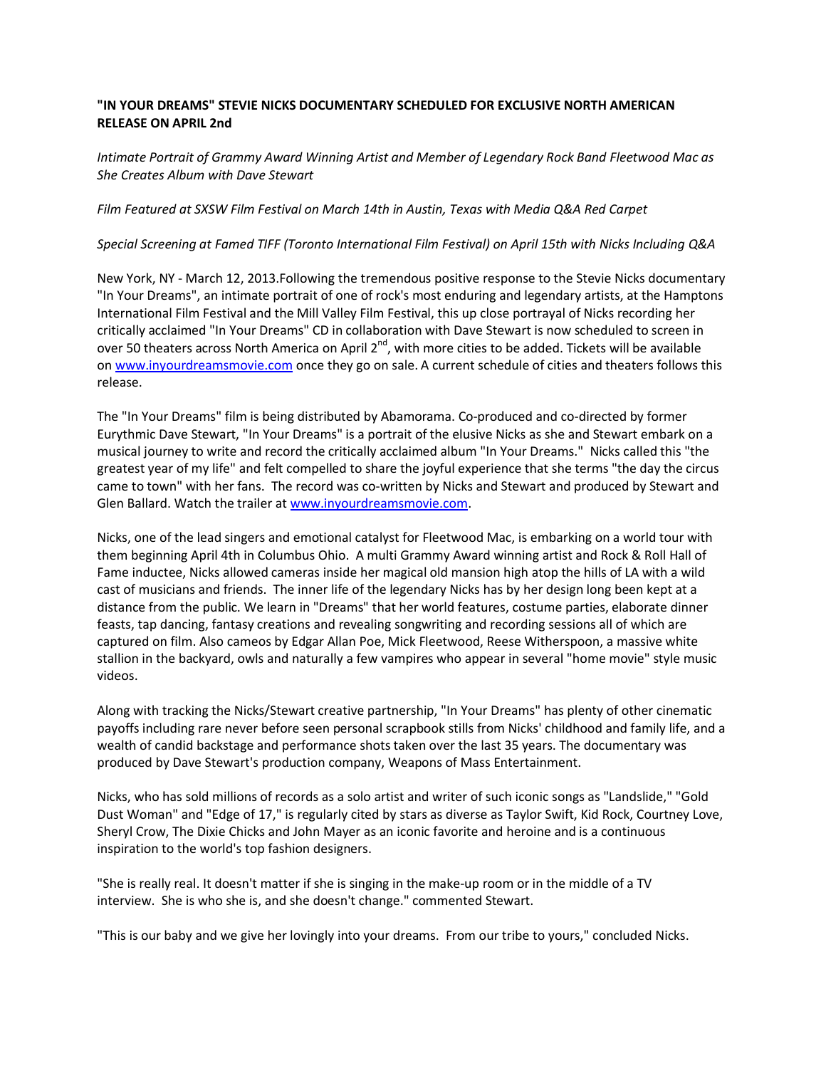**"IN YOUR DREAMS" STEVIE NICKS DOCUMENTARY SCHEDULED FOR EXCLUSIVE NORTH AMERICAN RELEASE ON APRIL 2nd**

*Intimate Portrait of Grammy Award Winning Artist and Member of Legendary Rock Band Fleetwood Mac as She Creates Album with Dave Stewart*

*Film Featured at SXSW Film Festival on March 14th in Austin, Texas with Media Q&A Red Carpet*

*Special Screening at Famed TIFF (Toronto International Film Festival) on April 15th with Nicks Including Q&A*

New York, NY - March 12, 2013.Following the tremendous positive response to the Stevie Nicks documentary "In Your Dreams", an intimate portrait of one of rock's most enduring and legendary artists, at the Hamptons International Film Festival and the Mill Valley Film Festival, this up close portrayal of Nicks recording her critically acclaimed "In Your Dreams" CD in collaboration with Dave Stewart is now scheduled to screen in over 50 theaters across North America on April 2nd, with more cities to be added. Tickets will be available on www.inyourdreamsmovie.com once they go on sale. A current schedule of cities and theaters follows this release.

The "In Your Dreams" film is being distributed by Abamorama. Co-produced and co-directed by former Eurythmic Dave Stewart, "In Your Dreams" is a portrait of the elusive Nicks as she and Stewart embark on a musical journey to write and record the critically acclaimed album "In Your Dreams." Nicks called this "the greatest year of my life" and felt compelled to share the joyful experience that she terms "the day the circus came to town" with her fans. The record was co-written by Nicks and Stewart and produced by Stewart and Glen Ballard. Watch the trailer at www.inyourdreamsmovie.com.

Nicks, one of the lead singers and emotional catalyst for Fleetwood Mac, is embarking on a world tour with them beginning April 4th in Columbus Ohio. A multi Grammy Award winning artist and Rock & Roll Hall of Fame inductee, Nicks allowed cameras inside her magical old mansion high atop the hills of LA with a wild cast of musicians and friends. The inner life of the legendary Nicks has by her design long been kept at a distance from the public. We learn in "Dreams" that her world features, costume parties, elaborate dinner feasts, tap dancing, fantasy creations and revealing songwriting and recording sessions all of which are captured on film. Also cameos by Edgar Allan Poe, Mick Fleetwood, Reese Witherspoon, a massive white stallion in the backyard, owls and naturally a few vampires who appear in several "home movie" style music videos.

Along with tracking the Nicks/Stewart creative partnership, "In Your Dreams" has plenty of other cinematic payoffs including rare never before seen personal scrapbook stills from Nicks' childhood and family life, and a wealth of candid backstage and performance shots taken over the last 35 years. The documentary was produced by Dave Stewart's production company, Weapons of Mass Entertainment.

Nicks, who has sold millions of records as a solo artist and writer of such iconic songs as "Landslide," "Gold Dust Woman" and "Edge of 17," is regularly cited by stars as diverse as Taylor Swift, Kid Rock, Courtney Love, Sheryl Crow, The Dixie Chicks and John Mayer as an iconic favorite and heroine and is a continuous inspiration to the world's top fashion designers.

"She is really real. It doesn't matter if she is singing in the make-up room or in the middle of a TV interview. She is who she is, and she doesn't change." commented Stewart.

"This is our baby and we give her lovingly into your dreams. From our tribe to yours," concluded Nicks.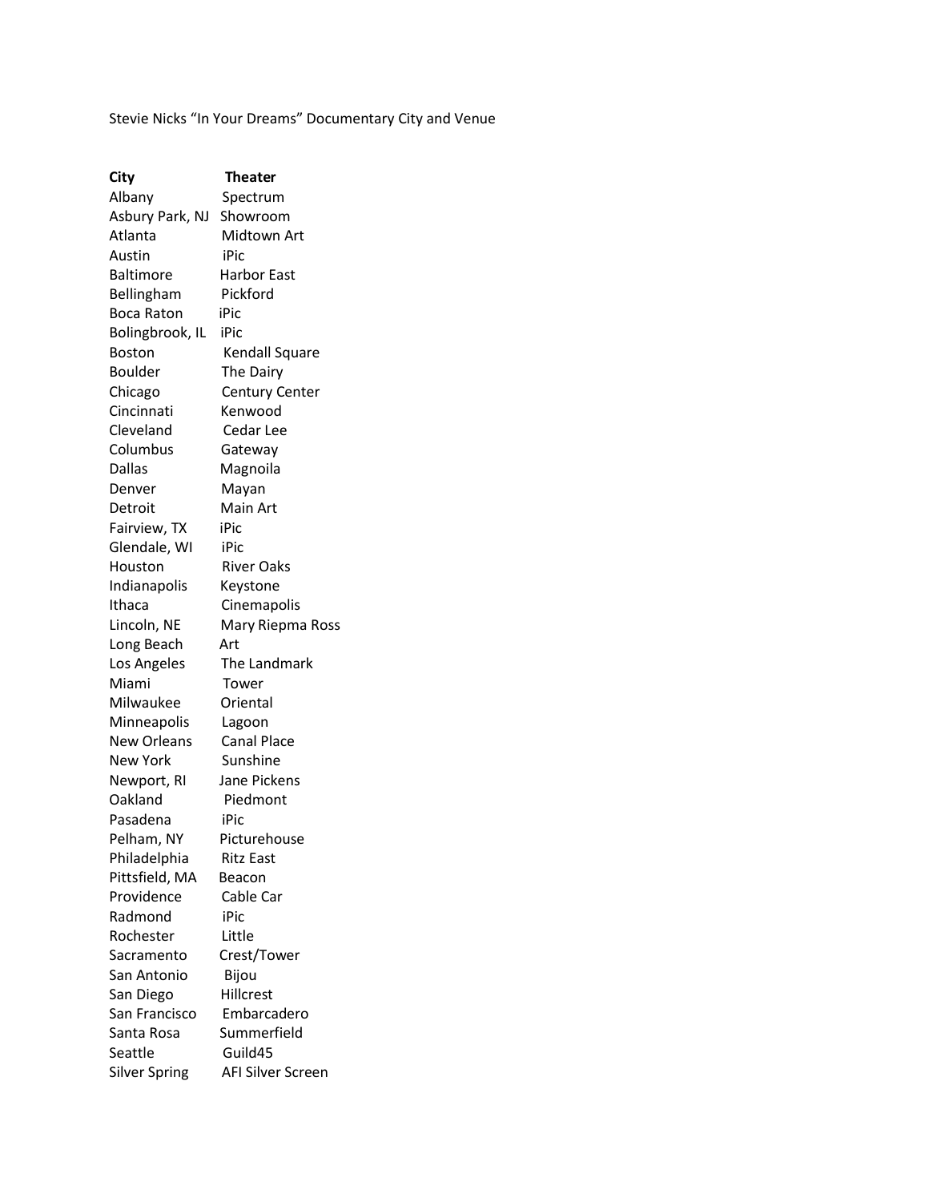Stevie Nicks "In Your Dreams" Documentary City and Venue

| City | Theater |
| --- | --- |
| Albany | Spectrum |
| Asbury Park, NJ | Showroom |
| Atlanta | Midtown Art |
| Austin | iPic |
| Baltimore | Harbor East |
| Bellingham | Pickford |
| Boca Raton | iPic |
| Bolingbrook, IL | iPic |
| Boston | Kendall Square |
| Boulder | The Dairy |
| Chicago | Century Center |
| Cincinnati | Kenwood |
| Cleveland | Cedar Lee |
| Columbus | Gateway |
| Dallas | Magnoila |
| Denver | Mayan |
| Detroit | Main Art |
| Fairview, TX | iPic |
| Glendale, WI | iPic |
| Houston | River Oaks |
| Indianapolis | Keystone |
| Ithaca | Cinemapolis |
| Lincoln, NE | Mary Riepma Ross |
| Long Beach | Art |
| Los Angeles | The Landmark |
| Miami | Tower |
| Milwaukee | Oriental |
| Minneapolis | Lagoon |
| New Orleans | Canal Place |
| New York | Sunshine |
| Newport, RI | Jane Pickens |
| Oakland | Piedmont |
| Pasadena | iPic |
| Pelham, NY | Picturehouse |
| Philadelphia | Ritz East |
| Pittsfield, MA | Beacon |
| Providence | Cable Car |
| Radmond | iPic |
| Rochester | Little |
| Sacramento | Crest/Tower |
| San Antonio | Bijou |
| San Diego | Hillcrest |
| San Francisco | Embarcadero |
| Santa Rosa | Summerfield |
| Seattle | Guild45 |
| Silver Spring | AFI Silver Screen |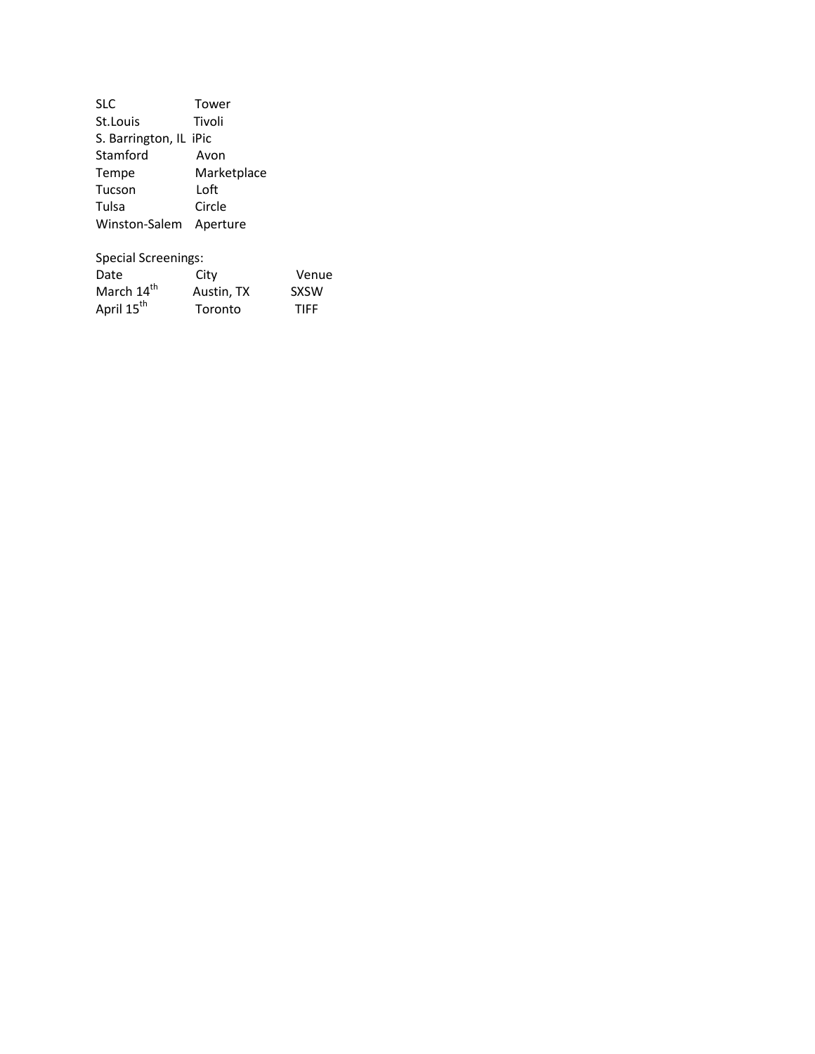| | |
|---|---|
| SLC | Tower |
| St.Louis | Tivoli |
| S. Barrington, IL | iPic |
| Stamford | Avon |
| Tempe | Marketplace |
| Tucson | Loft |
| Tulsa | Circle |
| Winston-Salem | Aperture |

Special Screenings:

| Date | City | Venue |
|---|---|---|
| March 14th | Austin, TX | SXSW |
| April 15th | Toronto | TIFF |